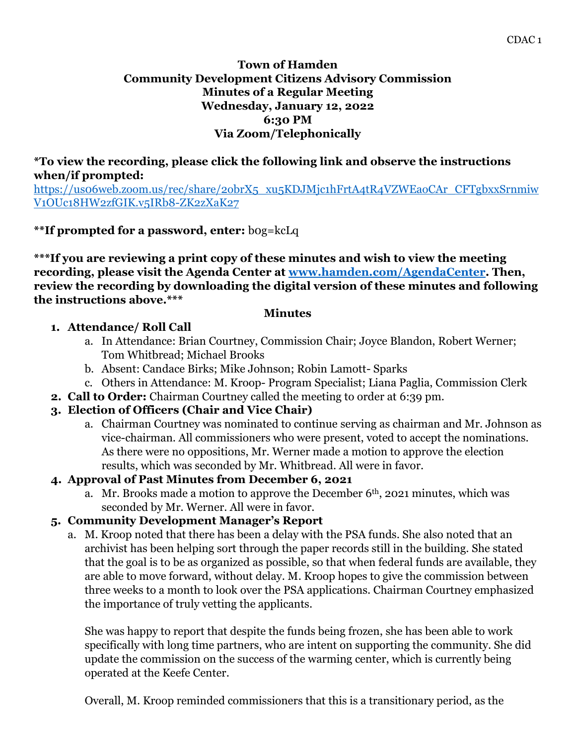**Town of Hamden**
**Community Development Citizens Advisory Commission**
**Minutes of a Regular Meeting**
**Wednesday, January 12, 2022**
**6:30 PM**
**Via Zoom/Telephonically**

**\*To view the recording, please click the following link and observe the instructions when/if prompted:**
[https://us06web.zoom.us/rec/share/20brX5_xu5KDJMjc1hFrtA4tR4VZWEa0CAr_CFTgbxxSrnmiwV1OUc18HW2zfGIK.v5IRb8-ZK2zXaK27](https://us06web.zoom.us/rec/share/20brX5_xu5KDJMjc1hFrtA4tR4VZWEa0CAr_CFTgbxxSrnmiwV1OUc18HW2zfGIK.v5IRb8-ZK2zXaK27)

**\*\*If prompted for a password, enter:** b0g=kcLq

**\*\*\*If you are reviewing a print copy of these minutes and wish to view the meeting recording, please visit the Agenda Center at [www.hamden.com/AgendaCenter](http://www.hamden.com/AgendaCenter). Then, review the recording by downloading the digital version of these minutes and following the instructions above.\*\*\***

**Minutes**

1. **Attendance/ Roll Call**
   a. In Attendance: Brian Courtney, Commission Chair; Joyce Blandon, Robert Werner; Tom Whitbread; Michael Brooks
   b. Absent: Candace Birks; Mike Johnson; Robin Lamott- Sparks
   c. Others in Attendance: M. Kroop- Program Specialist; Liana Paglia, Commission Clerk
2. **Call to Order:** Chairman Courtney called the meeting to order at 6:39 pm.
3. **Election of Officers (Chair and Vice Chair)**
   a. Chairman Courtney was nominated to continue serving as chairman and Mr. Johnson as vice-chairman. All commissioners who were present, voted to accept the nominations. As there were no oppositions, Mr. Werner made a motion to approve the election results, which was seconded by Mr. Whitbread. All were in favor.
4. **Approval of Past Minutes from December 6, 2021**
   a. Mr. Brooks made a motion to approve the December 6th, 2021 minutes, which was seconded by Mr. Werner. All were in favor.
5. **Community Development Manager's Report**
   a. M. Kroop noted that there has been a delay with the PSA funds. She also noted that an archivist has been helping sort through the paper records still in the building. She stated that the goal is to be as organized as possible, so that when federal funds are available, they are able to move forward, without delay. M. Kroop hopes to give the commission between three weeks to a month to look over the PSA applications. Chairman Courtney emphasized the importance of truly vetting the applicants.

      She was happy to report that despite the funds being frozen, she has been able to work specifically with long time partners, who are intent on supporting the community. She did update the commission on the success of the warming center, which is currently being operated at the Keefe Center.

      Overall, M. Kroop reminded commissioners that this is a transitionary period, as the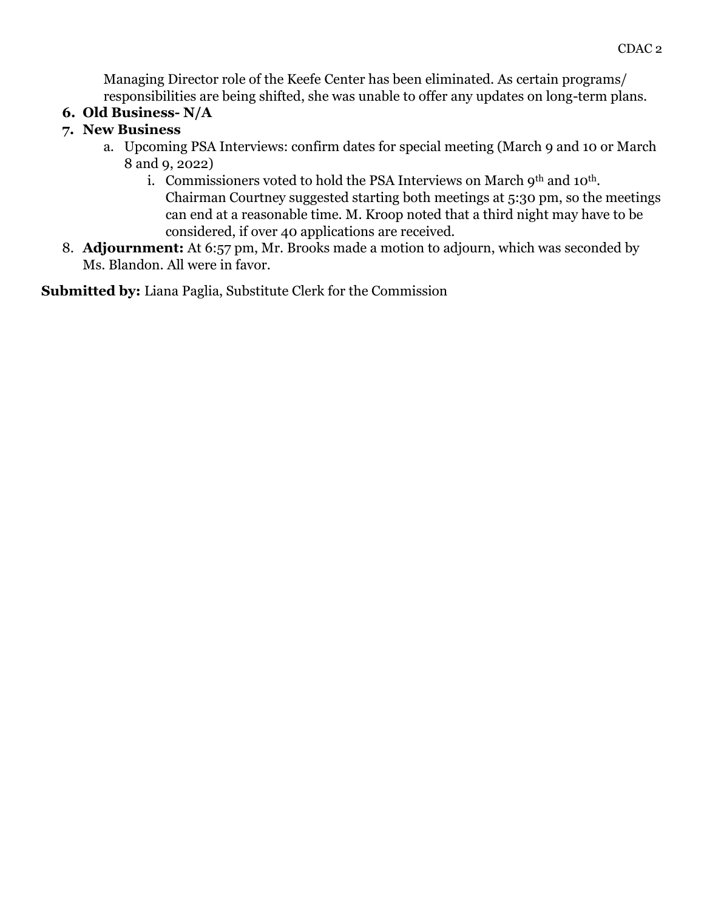Managing Director role of the Keefe Center has been eliminated. As certain programs/ responsibilities are being shifted, she was unable to offer any updates on long-term plans.

6. **Old Business- N/A**
7. **New Business**
   a. Upcoming PSA Interviews: confirm dates for special meeting (March 9 and 10 or March 8 and 9, 2022)
      i. Commissioners voted to hold the PSA Interviews on March 9th and 10th. Chairman Courtney suggested starting both meetings at 5:30 pm, so the meetings can end at a reasonable time. M. Kroop noted that a third night may have to be considered, if over 40 applications are received.
8. **Adjournment:** At 6:57 pm, Mr. Brooks made a motion to adjourn, which was seconded by Ms. Blandon. All were in favor.

**Submitted by:** Liana Paglia, Substitute Clerk for the Commission